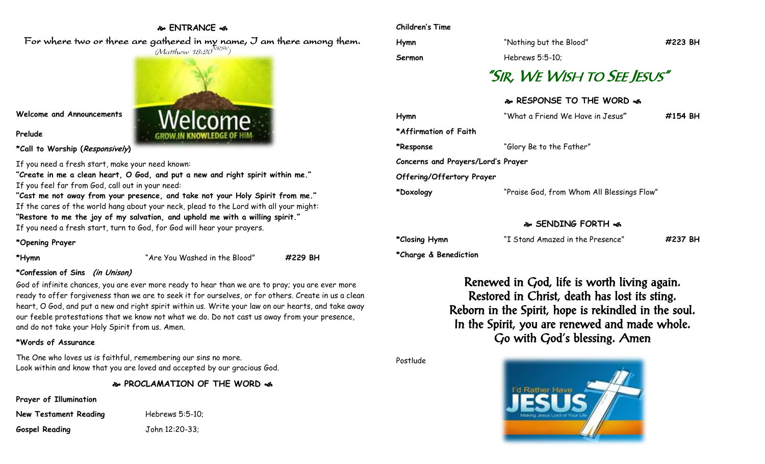## ENTRANCE

For where two or three are gathered in my name, I am there among them.
(Matthew 18:20 NRSV)

**Welcome and Announcements**

**Prelude**

***Call to Worship (*Responsively*)**

If you need a fresh start, make your need known:
**"Create in me a clean heart, O God, and put a new and right spirit within me."**
If you feel far from God, call out in your need:
**"Cast me not away from your presence, and take not your Holy Spirit from me."**
If the cares of the world hang about your neck, plead to the Lord with all your might:
**"Restore to me the joy of my salvation, and uphold me with a willing spirit."**
If you need a fresh start, turn to God, for God will hear your prayers.

***Opening Prayer**

***Hymn** "Are You Washed in the Blood" **#229 BH**

***Confession of Sins *(in Unison)***

God of infinite chances, you are ever more ready to hear than we are to pray; you are ever more ready to offer forgiveness than we are to seek it for ourselves, or for others. Create in us a clean heart, O God, and put a new and right spirit within us. Write your law on our hearts, and take away our feeble protestations that we know not what we do. Do not cast us away from your presence, and do not take your Holy Spirit from us. Amen.

***Words of Assurance**

The One who loves us is faithful, remembering our sins no more.
Look within and know that you are loved and accepted by our gracious God.

## PROCLAMATION OF THE WORD

**Prayer of Illumination**

**New Testament Reading** Hebrews 5:5-10;

**Gospel Reading** John 12:20-33;

**Children's Time**

**Hymn** "Nothing but the Blood" **#223 BH**

**Sermon** Hebrews 5:5-10;

# "Sir, We Wish to See Jesus"

## RESPONSE TO THE WORD

**Hymn** "What a Friend We Have in Jesus" **#154 BH**

***Affirmation of Faith**

***Response** "Glory Be to the Father"

**Concerns and Prayers/Lord's Prayer**

**Offering/Offertory Prayer**

***Doxology** "Praise God, from Whom All Blessings Flow"

## SENDING FORTH

***Closing Hymn** "I Stand Amazed in the Presence" **#237 BH**

***Charge & Benediction**

Renewed in God, life is worth living again.
Restored in Christ, death has lost its sting.
Reborn in the Spirit, hope is rekindled in the soul.
In the Spirit, you are renewed and made whole.
Go with God's blessing. Amen

Postlude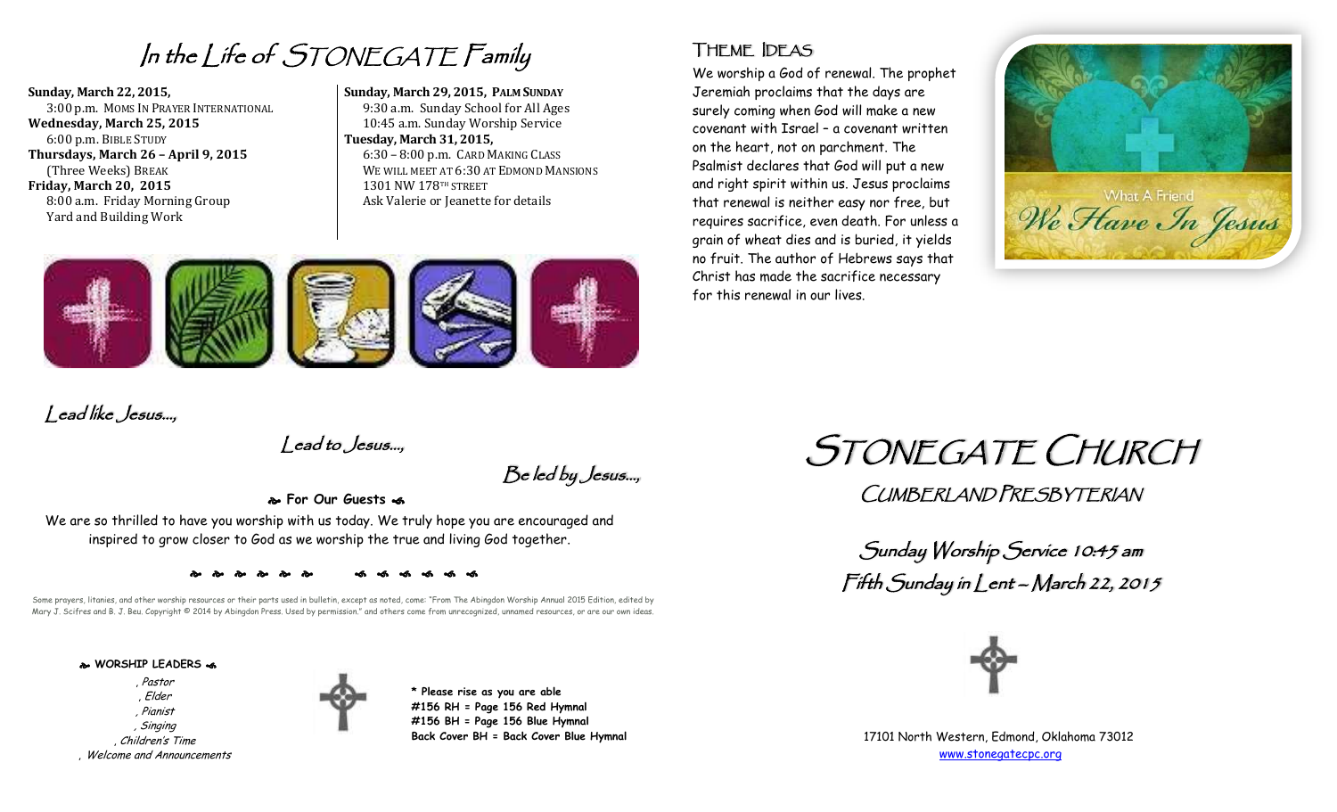# In the Life of STONEGATE Family

**Sunday, March 22, 2015,**
3:00 p.m. Moms In Prayer International

**Wednesday, March 25, 2015**
6:00 p.m. Bible Study

**Thursdays, March 26 – April 9, 2015**
(Three Weeks) Break

**Friday, March 20, 2015**
8:00 a.m. Friday Morning Group
Yard and Building Work

**Sunday, March 29, 2015, Palm Sunday**
9:30 a.m. Sunday School for All Ages
10:45 a.m. Sunday Worship Service

**Tuesday, March 31, 2015,**
6:30 – 8:00 p.m. Card Making Class
We will meet at 6:30 at Edmond Mansions
1301 NW 178th Street
Ask Valerie or Jeanette for details

## Theme Ideas

We worship a God of renewal. The prophet Jeremiah proclaims that the days are surely coming when God will make a new covenant with Israel – a covenant written on the heart, not on parchment. The Psalmist declares that God will put a new and right spirit within us. Jesus proclaims that renewal is neither easy nor free, but requires sacrifice, even death. For unless a grain of wheat dies and is buried, it yields no fruit. The author of Hebrews says that Christ has made the sacrifice necessary for this renewal in our lives.

What A Friend We Have In Jesus

*Lead like Jesus…,*

*Lead to Jesus…,*

*Be led by Jesus…,*

**For Our Guests**

We are so thrilled to have you worship with us today. We truly hope you are encouraged and inspired to grow closer to God as we worship the true and living God together.

Some prayers, litanies, and other worship resources or their parts used in bulletin, except as noted, come: "From The Abingdon Worship Annual 2015 Edition, edited by Mary J. Scifres and B. J. Beu. Copyright © 2014 by Abingdon Press. Used by permission." and others come from unrecognized, unnamed resources, or are our own ideas.

**WORSHIP LEADERS**

*, Pastor*
*, Elder*
*, Pianist*
*, Singing*
*, Children's Time*
*, Welcome and Announcements*

**\* Please rise as you are able**
**#156 RH = Page 156 Red Hymnal**
**#156 BH = Page 156 Blue Hymnal**
**Back Cover BH = Back Cover Blue Hymnal**

# STONEGATE CHURCH

## CUMBERLAND PRESBYTERIAN

### Sunday Worship Service 10:45 am
### Fifth Sunday in Lent – March 22, 2015

17101 North Western, Edmond, Oklahoma 73012
www.stonegatecpc.org